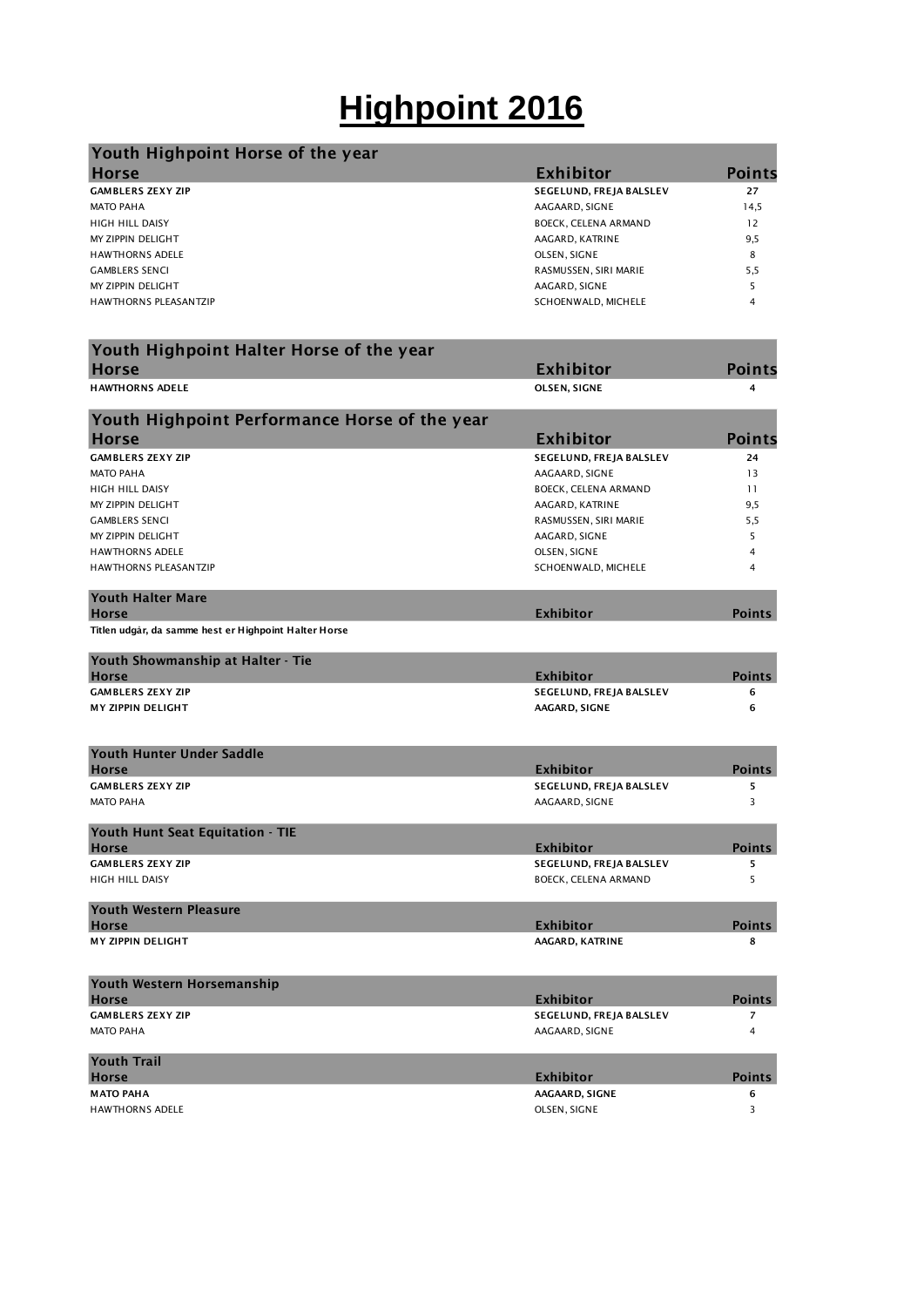# Highpoint 2016

## Youth Highpoint Horse of the year

| Horse | Exhibitor | Points |
|---|---|---|
| **GAMBLERS ZEXY ZIP** | **SEGELUND, FREJA BALSLEV** | **27** |
| MATO PAHA | AAGAARD, SIGNE | 14,5 |
| HIGH HILL DAISY | BOECK, CELENA ARMAND | 12 |
| MY ZIPPIN DELIGHT | AAGARD, KATRINE | 9,5 |
| HAWTHORNS ADELE | OLSEN, SIGNE | 8 |
| GAMBLERS SENCI | RASMUSSEN, SIRI MARIE | 5,5 |
| MY ZIPPIN DELIGHT | AAGARD, SIGNE | 5 |
| HAWTHORNS PLEASANTZIP | SCHOENWALD, MICHELE | 4 |

## Youth Highpoint Halter Horse of the year

| Horse | Exhibitor | Points |
|---|---|---|
| **HAWTHORNS ADELE** | **OLSEN, SIGNE** | **4** |

## Youth Highpoint Performance Horse of the year

| Horse | Exhibitor | Points |
|---|---|---|
| **GAMBLERS ZEXY ZIP** | **SEGELUND, FREJA BALSLEV** | **24** |
| MATO PAHA | AAGAARD, SIGNE | 13 |
| HIGH HILL DAISY | BOECK, CELENA ARMAND | 11 |
| MY ZIPPIN DELIGHT | AAGARD, KATRINE | 9,5 |
| GAMBLERS SENCI | RASMUSSEN, SIRI MARIE | 5,5 |
| MY ZIPPIN DELIGHT | AAGARD, SIGNE | 5 |
| HAWTHORNS ADELE | OLSEN, SIGNE | 4 |
| HAWTHORNS PLEASANTZIP | SCHOENWALD, MICHELE | 4 |

## Youth Halter Mare

| Horse | Exhibitor | Points |
|---|---|---|
| **Titlen udgår, da samme hest er Highpoint Halter Horse** | | |

## Youth Showmanship at Halter - Tie

| Horse | Exhibitor | Points |
|---|---|---|
| **GAMBLERS ZEXY ZIP** | **SEGELUND, FREJA BALSLEV** | **6** |
| **MY ZIPPIN DELIGHT** | **AAGARD, SIGNE** | **6** |

## Youth Hunter Under Saddle

| Horse | Exhibitor | Points |
|---|---|---|
| **GAMBLERS ZEXY ZIP** | **SEGELUND, FREJA BALSLEV** | **5** |
| MATO PAHA | AAGAARD, SIGNE | 3 |

## Youth Hunt Seat Equitation - TIE

| Horse | Exhibitor | Points |
|---|---|---|
| **GAMBLERS ZEXY ZIP** | **SEGELUND, FREJA BALSLEV** | **5** |
| HIGH HILL DAISY | BOECK, CELENA ARMAND | 5 |

## Youth Western Pleasure

| Horse | Exhibitor | Points |
|---|---|---|
| **MY ZIPPIN DELIGHT** | **AAGARD, KATRINE** | **8** |

## Youth Western Horsemanship

| Horse | Exhibitor | Points |
|---|---|---|
| **GAMBLERS ZEXY ZIP** | **SEGELUND, FREJA BALSLEV** | **7** |
| MATO PAHA | AAGAARD, SIGNE | 4 |

## Youth Trail

| Horse | Exhibitor | Points |
|---|---|---|
| **MATO PAHA** | **AAGAARD, SIGNE** | **6** |
| HAWTHORNS ADELE | OLSEN, SIGNE | 3 |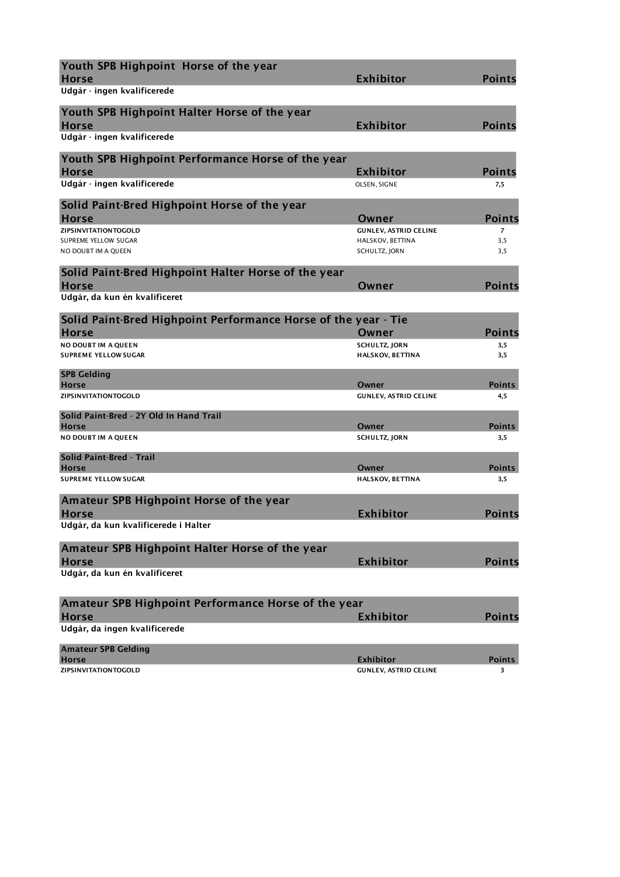## Youth SPB Highpoint Horse of the year

| Horse | Exhibitor | Points |
|---|---|---|
| Udgår - ingen kvalificerede | | |

## Youth SPB Highpoint Halter Horse of the year

| Horse | Exhibitor | Points |
|---|---|---|
| Udgår - ingen kvalificerede | | |

## Youth SPB Highpoint Performance Horse of the year

| Horse | Exhibitor | Points |
|---|---|---|
| Udgår - ingen kvalificerede | OLSEN, SIGNE | 7,5 |

## Solid Paint-Bred Highpoint Horse of the year

| Horse | Owner | Points |
|---|---|---|
| **ZIPSINVITATIONTOGOLD** | **GUNLEV, ASTRID CELINE** | **7** |
| SUPREME YELLOW SUGAR | HALSKOV, BETTINA | 3,5 |
| NO DOUBT IM A QUEEN | SCHULTZ, JORN | 3,5 |

## Solid Paint-Bred Highpoint Halter Horse of the year

| Horse | Owner | Points |
|---|---|---|
| Udgår, da kun én kvalificeret | | |

## Solid Paint-Bred Highpoint Performance Horse of the year - Tie

| Horse | Owner | Points |
|---|---|---|
| **NO DOUBT IM A QUEEN** | **SCHULTZ, JORN** | **3,5** |
| **SUPREME YELLOW SUGAR** | **HALSKOV, BETTINA** | **3,5** |

### SPB Gelding

| Horse | Owner | Points |
|---|---|---|
| **ZIPSINVITATIONTOGOLD** | **GUNLEV, ASTRID CELINE** | **4,5** |

### Solid Paint-Bred - 2Y Old In Hand Trail

| Horse | Owner | Points |
|---|---|---|
| **NO DOUBT IM A QUEEN** | **SCHULTZ, JORN** | **3,5** |

### Solid Paint-Bred - Trail

| Horse | Owner | Points |
|---|---|---|
| **SUPREME YELLOW SUGAR** | **HALSKOV, BETTINA** | **3,5** |

## Amateur SPB Highpoint Horse of the year

| Horse | Exhibitor | Points |
|---|---|---|
| Udgår, da kun kvalificerede i Halter | | |

## Amateur SPB Highpoint Halter Horse of the year

| Horse | Exhibitor | Points |
|---|---|---|
| Udgår, da kun én kvalificeret | | |

## Amateur SPB Highpoint Performance Horse of the year

| Horse | Exhibitor | Points |
|---|---|---|
| Udgår, da ingen kvalificerede | | |

### Amateur SPB Gelding

| Horse | Exhibitor | Points |
|---|---|---|
| **ZIPSINVITATIONTOGOLD** | **GUNLEV, ASTRID CELINE** | **3** |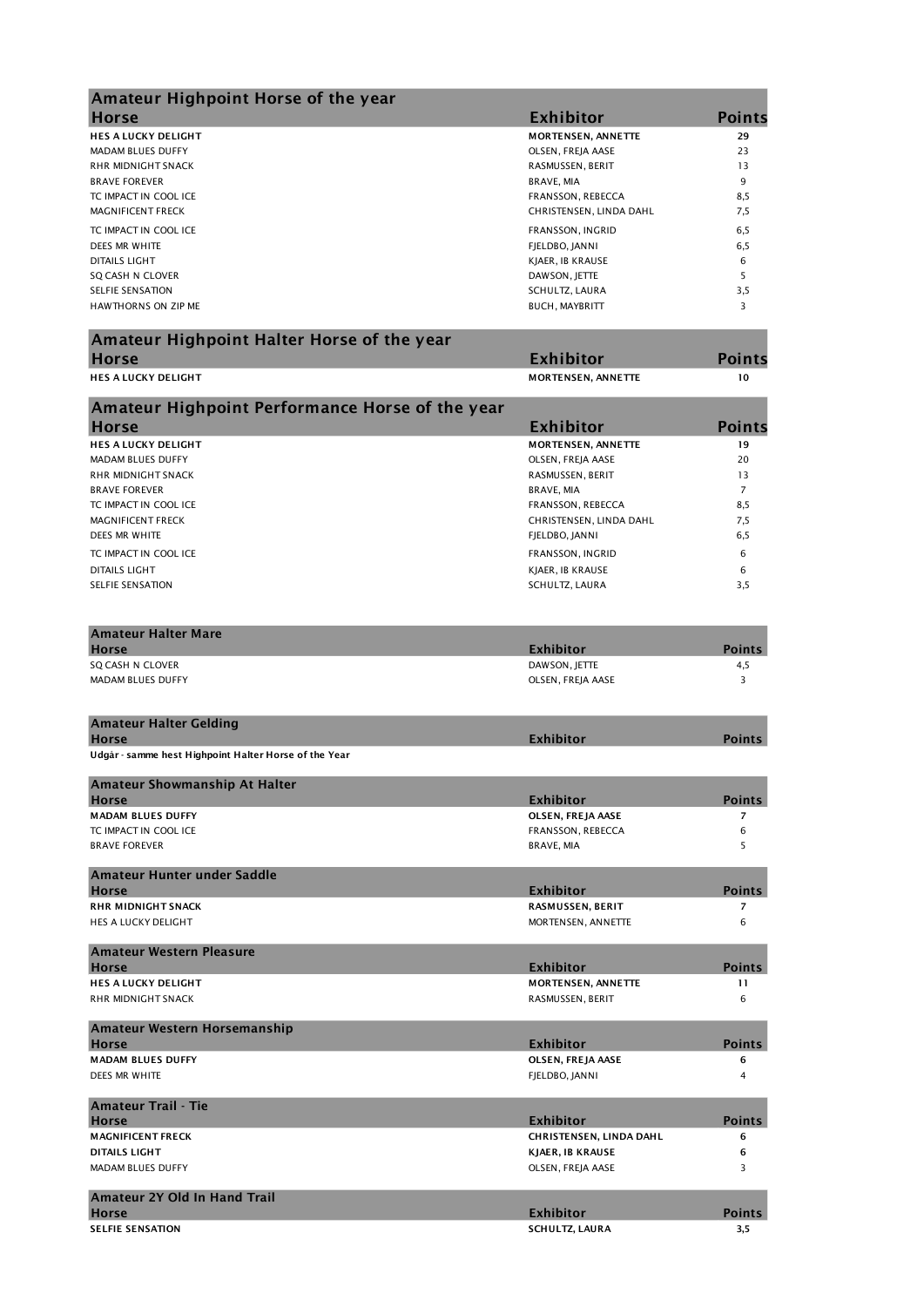## Amateur Highpoint Horse of the year

| Horse | Exhibitor | Points |
|---|---|---|
| **HES A LUCKY DELIGHT** | **MORTENSEN, ANNETTE** | **29** |
| MADAM BLUES DUFFY | OLSEN, FREJA AASE | 23 |
| RHR MIDNIGHT SNACK | RASMUSSEN, BERIT | 13 |
| BRAVE FOREVER | BRAVE, MIA | 9 |
| TC IMPACT IN COOL ICE | FRANSSON, REBECCA | 8,5 |
| MAGNIFICENT FRECK | CHRISTENSEN, LINDA DAHL | 7,5 |
| TC IMPACT IN COOL ICE | FRANSSON, INGRID | 6,5 |
| DEES MR WHITE | FJELDBO, JANNI | 6,5 |
| DITAILS LIGHT | KJAER, IB KRAUSE | 6 |
| SQ CASH N CLOVER | DAWSON, JETTE | 5 |
| SELFIE SENSATION | SCHULTZ, LAURA | 3,5 |
| HAWTHORNS ON ZIP ME | BUCH, MAYBRITT | 3 |

## Amateur Highpoint Halter Horse of the year

| Horse | Exhibitor | Points |
|---|---|---|
| **HES A LUCKY DELIGHT** | **MORTENSEN, ANNETTE** | **10** |

## Amateur Highpoint Performance Horse of the year

| Horse | Exhibitor | Points |
|---|---|---|
| **HES A LUCKY DELIGHT** | **MORTENSEN, ANNETTE** | **19** |
| MADAM BLUES DUFFY | OLSEN, FREJA AASE | 20 |
| RHR MIDNIGHT SNACK | RASMUSSEN, BERIT | 13 |
| BRAVE FOREVER | BRAVE, MIA | 7 |
| TC IMPACT IN COOL ICE | FRANSSON, REBECCA | 8,5 |
| MAGNIFICENT FRECK | CHRISTENSEN, LINDA DAHL | 7,5 |
| DEES MR WHITE | FJELDBO, JANNI | 6,5 |
| TC IMPACT IN COOL ICE | FRANSSON, INGRID | 6 |
| DITAILS LIGHT | KJAER, IB KRAUSE | 6 |
| SELFIE SENSATION | SCHULTZ, LAURA | 3,5 |

### Amateur Halter Mare

| Horse | Exhibitor | Points |
|---|---|---|
| SQ CASH N CLOVER | DAWSON, JETTE | 4,5 |
| MADAM BLUES DUFFY | OLSEN, FREJA AASE | 3 |

### Amateur Halter Gelding

| Horse | Exhibitor | Points |
|---|---|---|
| **Udgår - samme hest Highpoint Halter Horse of the Year** | | |

### Amateur Showmanship At Halter

| Horse | Exhibitor | Points |
|---|---|---|
| **MADAM BLUES DUFFY** | **OLSEN, FREJA AASE** | **7** |
| TC IMPACT IN COOL ICE | FRANSSON, REBECCA | 6 |
| BRAVE FOREVER | BRAVE, MIA | 5 |

### Amateur Hunter under Saddle

| Horse | Exhibitor | Points |
|---|---|---|
| **RHR MIDNIGHT SNACK** | **RASMUSSEN, BERIT** | **7** |
| HES A LUCKY DELIGHT | MORTENSEN, ANNETTE | 6 |

### Amateur Western Pleasure

| Horse | Exhibitor | Points |
|---|---|---|
| **HES A LUCKY DELIGHT** | **MORTENSEN, ANNETTE** | **11** |
| RHR MIDNIGHT SNACK | RASMUSSEN, BERIT | 6 |

### Amateur Western Horsemanship

| Horse | Exhibitor | Points |
|---|---|---|
| **MADAM BLUES DUFFY** | **OLSEN, FREJA AASE** | **6** |
| DEES MR WHITE | FJELDBO, JANNI | 4 |

### Amateur Trail - Tie

| Horse | Exhibitor | Points |
|---|---|---|
| **MAGNIFICENT FRECK** | **CHRISTENSEN, LINDA DAHL** | **6** |
| **DITAILS LIGHT** | **KJAER, IB KRAUSE** | **6** |
| MADAM BLUES DUFFY | OLSEN, FREJA AASE | 3 |

### Amateur 2Y Old In Hand Trail

| Horse | Exhibitor | Points |
|---|---|---|
| **SELFIE SENSATION** | **SCHULTZ, LAURA** | **3,5** |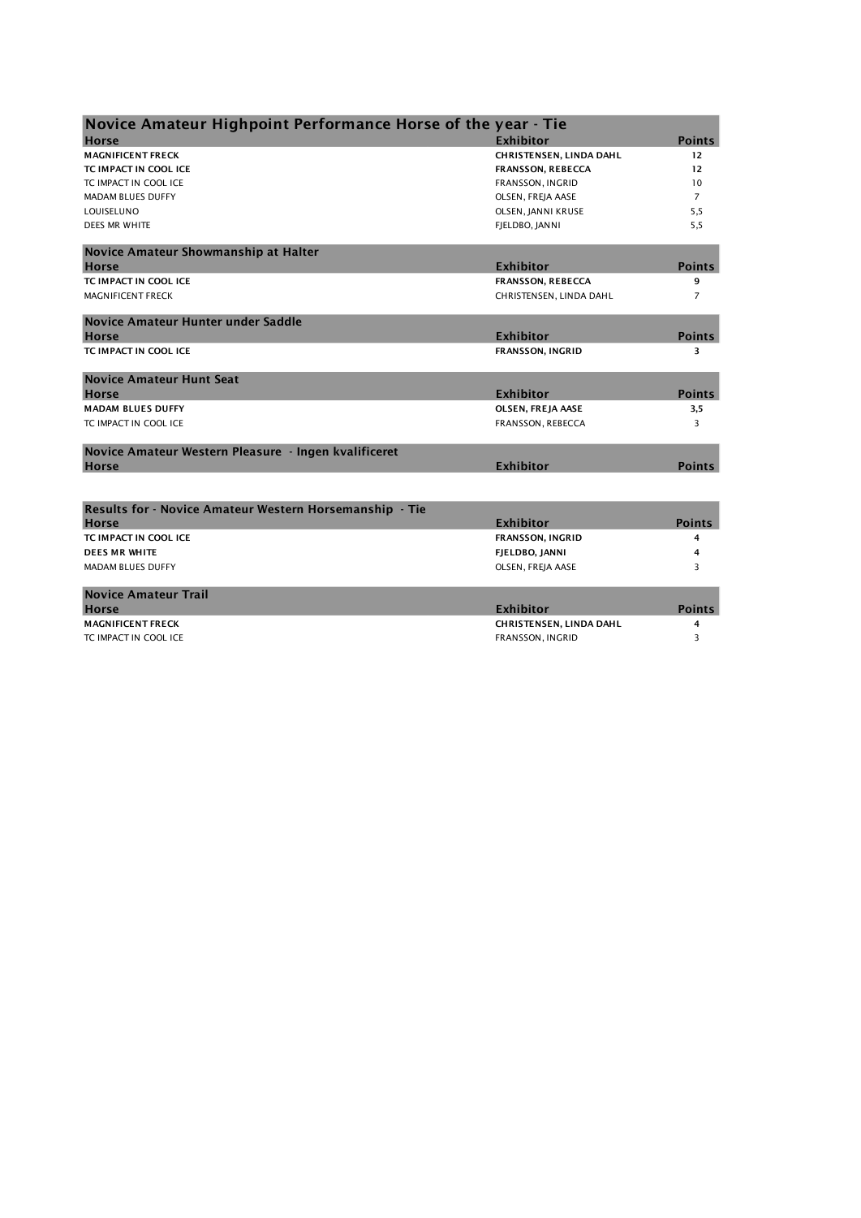## Novice Amateur Highpoint Performance Horse of the year - Tie

| Horse | Exhibitor | Points |
|---|---|---|
| **MAGNIFICENT FRECK** | **CHRISTENSEN, LINDA DAHL** | **12** |
| **TC IMPACT IN COOL ICE** | **FRANSSON, REBECCA** | **12** |
| TC IMPACT IN COOL ICE | FRANSSON, INGRID | 10 |
| MADAM BLUES DUFFY | OLSEN, FREJA AASE | 7 |
| LOUISELUNO | OLSEN, JANNI KRUSE | 5,5 |
| DEES MR WHITE | FJELDBO, JANNI | 5,5 |

## Novice Amateur Showmanship at Halter

| Horse | Exhibitor | Points |
|---|---|---|
| **TC IMPACT IN COOL ICE** | **FRANSSON, REBECCA** | **9** |
| MAGNIFICENT FRECK | CHRISTENSEN, LINDA DAHL | 7 |

## Novice Amateur Hunter under Saddle

| Horse | Exhibitor | Points |
|---|---|---|
| **TC IMPACT IN COOL ICE** | **FRANSSON, INGRID** | **3** |

## Novice Amateur Hunt Seat

| Horse | Exhibitor | Points |
|---|---|---|
| **MADAM BLUES DUFFY** | **OLSEN, FREJA AASE** | **3,5** |
| TC IMPACT IN COOL ICE | FRANSSON, REBECCA | 3 |

## Novice Amateur Western Pleasure - Ingen kvalificeret

| Horse | Exhibitor | Points |
|---|---|---|

## Results for - Novice Amateur Western Horsemanship - Tie

| Horse | Exhibitor | Points |
|---|---|---|
| **TC IMPACT IN COOL ICE** | **FRANSSON, INGRID** | **4** |
| **DEES MR WHITE** | **FJELDBO, JANNI** | **4** |
| MADAM BLUES DUFFY | OLSEN, FREJA AASE | 3 |

## Novice Amateur Trail

| Horse | Exhibitor | Points |
|---|---|---|
| **MAGNIFICENT FRECK** | **CHRISTENSEN, LINDA DAHL** | **4** |
| TC IMPACT IN COOL ICE | FRANSSON, INGRID | 3 |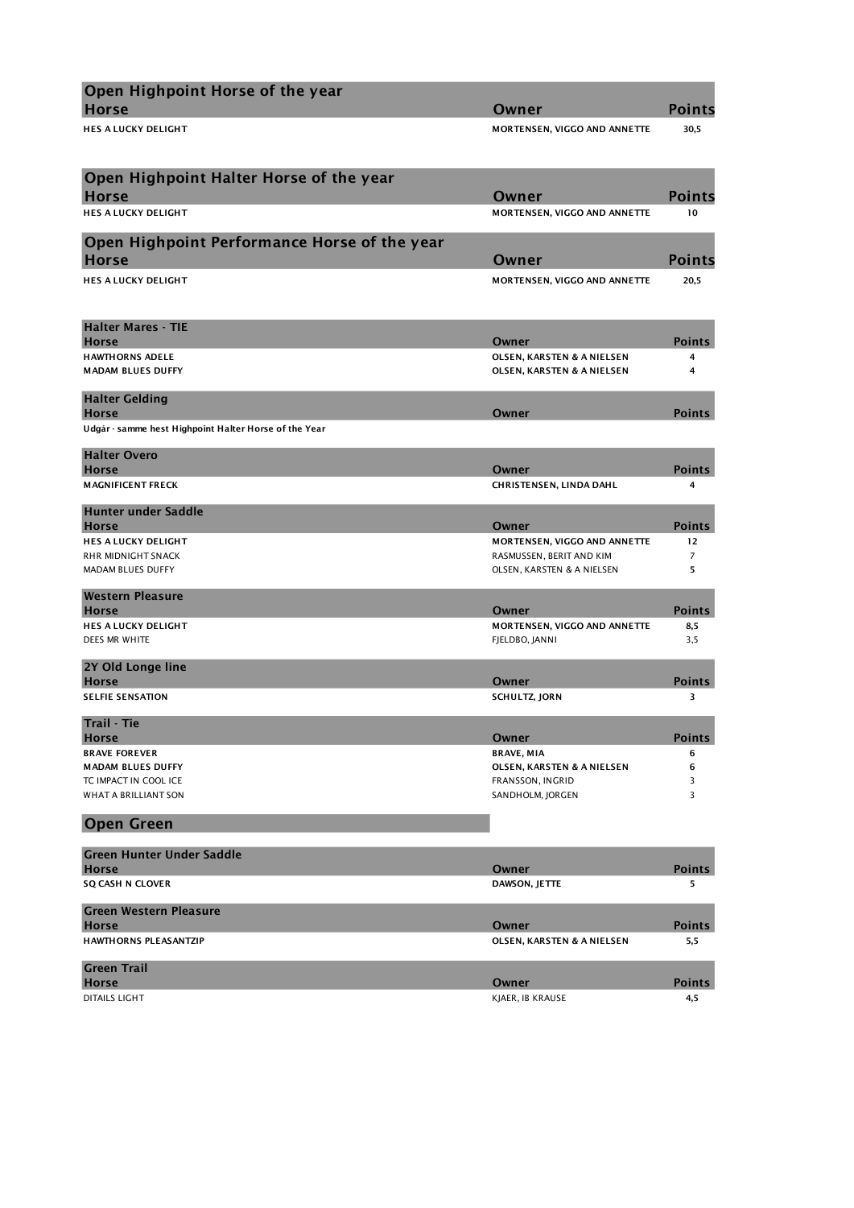## Open Highpoint Horse of the year

| Horse | Owner | Points |
|---|---|---|
| **HES A LUCKY DELIGHT** | **MORTENSEN, VIGGO AND ANNETTE** | **30,5** |

## Open Highpoint Halter Horse of the year

| Horse | Owner | Points |
|---|---|---|
| **HES A LUCKY DELIGHT** | **MORTENSEN, VIGGO AND ANNETTE** | **10** |

## Open Highpoint Performance Horse of the year

| Horse | Owner | Points |
|---|---|---|
| **HES A LUCKY DELIGHT** | **MORTENSEN, VIGGO AND ANNETTE** | **20,5** |

### Halter Mares - TIE

| Horse | Owner | Points |
|---|---|---|
| **HAWTHORNS ADELE** | **OLSEN, KARSTEN & A NIELSEN** | **4** |
| **MADAM BLUES DUFFY** | **OLSEN, KARSTEN & A NIELSEN** | **4** |

### Halter Gelding

| Horse | Owner | Points |
|---|---|---|
| **Udgår - samme hest Highpoint Halter Horse of the Year** | | |

### Halter Overo

| Horse | Owner | Points |
|---|---|---|
| **MAGNIFICENT FRECK** | **CHRISTENSEN, LINDA DAHL** | **4** |

### Hunter under Saddle

| Horse | Owner | Points |
|---|---|---|
| **HES A LUCKY DELIGHT** | **MORTENSEN, VIGGO AND ANNETTE** | **12** |
| RHR MIDNIGHT SNACK | RASMUSSEN, BERIT AND KIM | 7 |
| MADAM BLUES DUFFY | OLSEN, KARSTEN & A NIELSEN | 5 |

### Western Pleasure

| Horse | Owner | Points |
|---|---|---|
| **HES A LUCKY DELIGHT** | **MORTENSEN, VIGGO AND ANNETTE** | **8,5** |
| DEES MR WHITE | FJELDBO, JANNI | 3,5 |

### 2Y Old Longe line

| Horse | Owner | Points |
|---|---|---|
| **SELFIE SENSATION** | **SCHULTZ, JORN** | **3** |

### Trail - Tie

| Horse | Owner | Points |
|---|---|---|
| **BRAVE FOREVER** | **BRAVE, MIA** | **6** |
| **MADAM BLUES DUFFY** | **OLSEN, KARSTEN & A NIELSEN** | **6** |
| TC IMPACT IN COOL ICE | FRANSSON, INGRID | 3 |
| WHAT A BRILLIANT SON | SANDHOLM, JORGEN | 3 |

## Open Green

### Green Hunter Under Saddle

| Horse | Owner | Points |
|---|---|---|
| **SQ CASH N CLOVER** | **DAWSON, JETTE** | **5** |

### Green Western Pleasure

| Horse | Owner | Points |
|---|---|---|
| **HAWTHORNS PLEASANTZIP** | **OLSEN, KARSTEN & A NIELSEN** | **5,5** |

### Green Trail

| Horse | Owner | Points |
|---|---|---|
| DITAILS LIGHT | KJAER, IB KRAUSE | **4,5** |